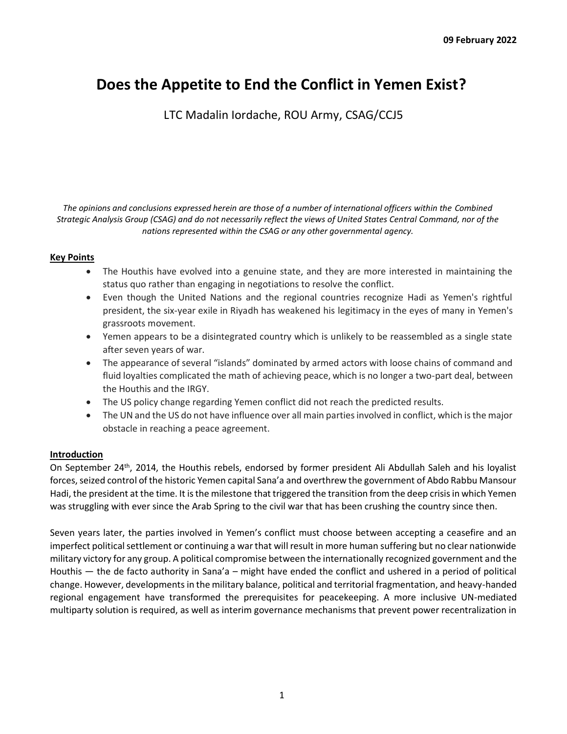**09 February 2022**

# Does the Appetite to End the Conflict in Yemen Exist?

LTC Madalin Iordache, ROU Army, CSAG/CCJ5

*The opinions and conclusions expressed herein are those of a number of international officers within the Combined Strategic Analysis Group (CSAG) and do not necessarily reflect the views of United States Central Command, nor of the nations represented within the CSAG or any other governmental agency.*

## Key Points

- The Houthis have evolved into a genuine state, and they are more interested in maintaining the status quo rather than engaging in negotiations to resolve the conflict.
- Even though the United Nations and the regional countries recognize Hadi as Yemen's rightful president, the six-year exile in Riyadh has weakened his legitimacy in the eyes of many in Yemen's grassroots movement.
- Yemen appears to be a disintegrated country which is unlikely to be reassembled as a single state after seven years of war.
- The appearance of several "islands" dominated by armed actors with loose chains of command and fluid loyalties complicated the math of achieving peace, which is no longer a two-part deal, between the Houthis and the IRGY.
- The US policy change regarding Yemen conflict did not reach the predicted results.
- The UN and the US do not have influence over all main parties involved in conflict, which is the major obstacle in reaching a peace agreement.

## Introduction

On September 24th, 2014, the Houthis rebels, endorsed by former president Ali Abdullah Saleh and his loyalist forces, seized control of the historic Yemen capital Sana'a and overthrew the government of Abdo Rabbu Mansour Hadi, the president at the time. It is the milestone that triggered the transition from the deep crisis in which Yemen was struggling with ever since the Arab Spring to the civil war that has been crushing the country since then.

Seven years later, the parties involved in Yemen's conflict must choose between accepting a ceasefire and an imperfect political settlement or continuing a war that will result in more human suffering but no clear nationwide military victory for any group. A political compromise between the internationally recognized government and the Houthis — the de facto authority in Sana'a – might have ended the conflict and ushered in a period of political change. However, developments in the military balance, political and territorial fragmentation, and heavy-handed regional engagement have transformed the prerequisites for peacekeeping. A more inclusive UN-mediated multiparty solution is required, as well as interim governance mechanisms that prevent power recentralization in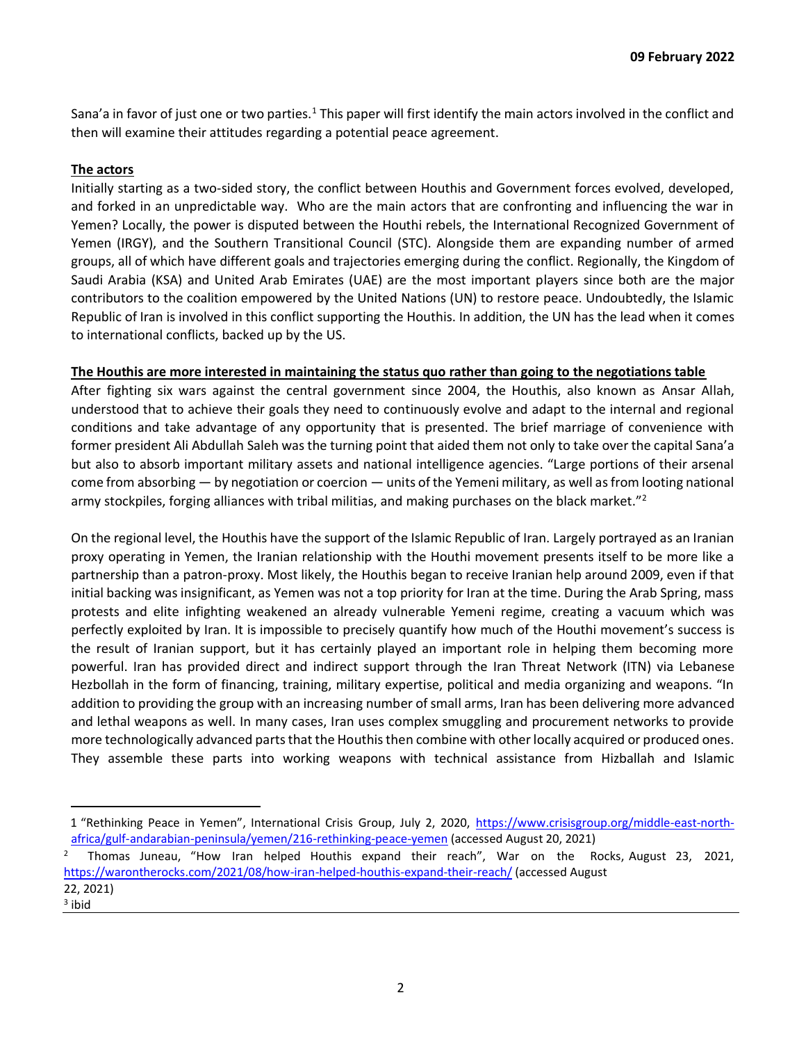Sana'a in favor of just one or two parties.[1] This paper will first identify the main actors involved in the conflict and then will examine their attitudes regarding a potential peace agreement.

**The actors**

Initially starting as a two-sided story, the conflict between Houthis and Government forces evolved, developed, and forked in an unpredictable way. Who are the main actors that are confronting and influencing the war in Yemen? Locally, the power is disputed between the Houthi rebels, the International Recognized Government of Yemen (IRGY), and the Southern Transitional Council (STC). Alongside them are expanding number of armed groups, all of which have different goals and trajectories emerging during the conflict. Regionally, the Kingdom of Saudi Arabia (KSA) and United Arab Emirates (UAE) are the most important players since both are the major contributors to the coalition empowered by the United Nations (UN) to restore peace. Undoubtedly, the Islamic Republic of Iran is involved in this conflict supporting the Houthis. In addition, the UN has the lead when it comes to international conflicts, backed up by the US.

**The Houthis are more interested in maintaining the status quo rather than going to the negotiations table**

After fighting six wars against the central government since 2004, the Houthis, also known as Ansar Allah, understood that to achieve their goals they need to continuously evolve and adapt to the internal and regional conditions and take advantage of any opportunity that is presented. The brief marriage of convenience with former president Ali Abdullah Saleh was the turning point that aided them not only to take over the capital Sana'a but also to absorb important military assets and national intelligence agencies. "Large portions of their arsenal come from absorbing — by negotiation or coercion — units of the Yemeni military, as well as from looting national army stockpiles, forging alliances with tribal militias, and making purchases on the black market."[2]

On the regional level, the Houthis have the support of the Islamic Republic of Iran. Largely portrayed as an Iranian proxy operating in Yemen, the Iranian relationship with the Houthi movement presents itself to be more like a partnership than a patron-proxy. Most likely, the Houthis began to receive Iranian help around 2009, even if that initial backing was insignificant, as Yemen was not a top priority for Iran at the time. During the Arab Spring, mass protests and elite infighting weakened an already vulnerable Yemeni regime, creating a vacuum which was perfectly exploited by Iran. It is impossible to precisely quantify how much of the Houthi movement's success is the result of Iranian support, but it has certainly played an important role in helping them becoming more powerful. Iran has provided direct and indirect support through the Iran Threat Network (ITN) via Lebanese Hezbollah in the form of financing, training, military expertise, political and media organizing and weapons. "In addition to providing the group with an increasing number of small arms, Iran has been delivering more advanced and lethal weapons as well. In many cases, Iran uses complex smuggling and procurement networks to provide more technologically advanced parts that the Houthis then combine with other locally acquired or produced ones. They assemble these parts into working weapons with technical assistance from Hizballah and Islamic

---

1 "Rethinking Peace in Yemen", International Crisis Group, July 2, 2020, https://www.crisisgroup.org/middle-east-north-africa/gulf-andarabian-peninsula/yemen/216-rethinking-peace-yemen (accessed August 20, 2021)

2 Thomas Juneau, "How Iran helped Houthis expand their reach", War on the Rocks, August 23, 2021, https://warontherocks.com/2021/08/how-iran-helped-houthis-expand-their-reach/ (accessed August 22, 2021)

3 ibid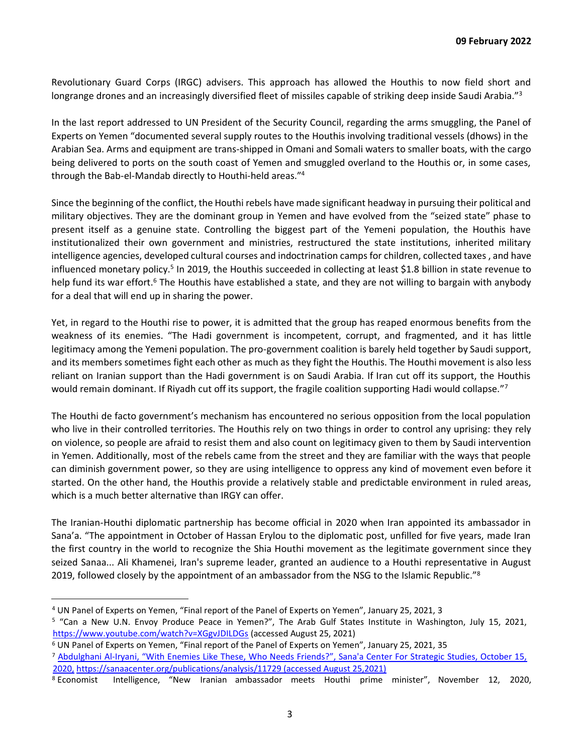Revolutionary Guard Corps (IRGC) advisers. This approach has allowed the Houthis to now field short and longrange drones and an increasingly diversified fleet of missiles capable of striking deep inside Saudi Arabia."[3]

In the last report addressed to UN President of the Security Council, regarding the arms smuggling, the Panel of Experts on Yemen "documented several supply routes to the Houthis involving traditional vessels (dhows) in the Arabian Sea. Arms and equipment are trans-shipped in Omani and Somali waters to smaller boats, with the cargo being delivered to ports on the south coast of Yemen and smuggled overland to the Houthis or, in some cases, through the Bab-el-Mandab directly to Houthi-held areas."[4]

Since the beginning of the conflict, the Houthi rebels have made significant headway in pursuing their political and military objectives. They are the dominant group in Yemen and have evolved from the "seized state" phase to present itself as a genuine state. Controlling the biggest part of the Yemeni population, the Houthis have institutionalized their own government and ministries, restructured the state institutions, inherited military intelligence agencies, developed cultural courses and indoctrination camps for children, collected taxes , and have influenced monetary policy.[5] In 2019, the Houthis succeeded in collecting at least $1.8 billion in state revenue to help fund its war effort.[6] The Houthis have established a state, and they are not willing to bargain with anybody for a deal that will end up in sharing the power.

Yet, in regard to the Houthi rise to power, it is admitted that the group has reaped enormous benefits from the weakness of its enemies. "The Hadi government is incompetent, corrupt, and fragmented, and it has little legitimacy among the Yemeni population. The pro-government coalition is barely held together by Saudi support, and its members sometimes fight each other as much as they fight the Houthis. The Houthi movement is also less reliant on Iranian support than the Hadi government is on Saudi Arabia. If Iran cut off its support, the Houthis would remain dominant. If Riyadh cut off its support, the fragile coalition supporting Hadi would collapse."[7]

The Houthi de facto government's mechanism has encountered no serious opposition from the local population who live in their controlled territories. The Houthis rely on two things in order to control any uprising: they rely on violence, so people are afraid to resist them and also count on legitimacy given to them by Saudi intervention in Yemen. Additionally, most of the rebels came from the street and they are familiar with the ways that people can diminish government power, so they are using intelligence to oppress any kind of movement even before it started. On the other hand, the Houthis provide a relatively stable and predictable environment in ruled areas, which is a much better alternative than IRGY can offer.

The Iranian-Houthi diplomatic partnership has become official in 2020 when Iran appointed its ambassador in Sana'a. "The appointment in October of Hassan Erylou to the diplomatic post, unfilled for five years, made Iran the first country in the world to recognize the Shia Houthi movement as the legitimate government since they seized Sanaa... Ali Khamenei, Iran's supreme leader, granted an audience to a Houthi representative in August 2019, followed closely by the appointment of an ambassador from the NSG to the Islamic Republic."[8]

---

[4] UN Panel of Experts on Yemen, "Final report of the Panel of Experts on Yemen", January 25, 2021, 3

[5] "Can a New U.N. Envoy Produce Peace in Yemen?", The Arab Gulf States Institute in Washington, July 15, 2021, https://www.youtube.com/watch?v=XGgvJDILDGs (accessed August 25, 2021)

[6] UN Panel of Experts on Yemen, "Final report of the Panel of Experts on Yemen", January 25, 2021, 35

[7] Abdulghani Al-Iryani, "With Enemies Like These, Who Needs Friends?", Sana'a Center For Strategic Studies, October 15, 2020, https://sanaacenter.org/publications/analysis/11729 (accessed August 25,2021)

[8] Economist Intelligence, "New Iranian ambassador meets Houthi prime minister", November 12, 2020,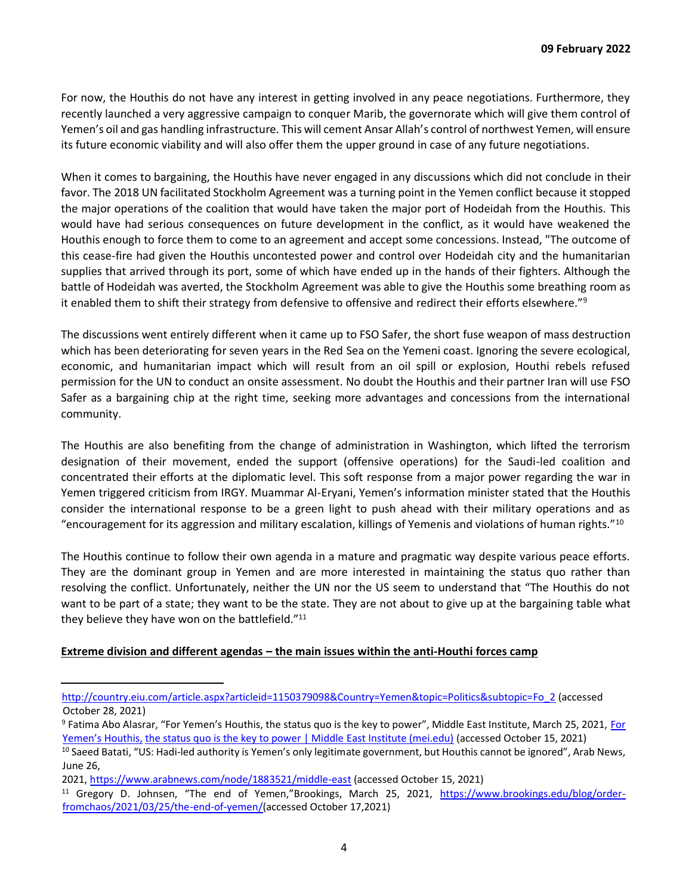For now, the Houthis do not have any interest in getting involved in any peace negotiations. Furthermore, they recently launched a very aggressive campaign to conquer Marib, the governorate which will give them control of Yemen's oil and gas handling infrastructure. This will cement Ansar Allah's control of northwest Yemen, will ensure its future economic viability and will also offer them the upper ground in case of any future negotiations.

When it comes to bargaining, the Houthis have never engaged in any discussions which did not conclude in their favor. The 2018 UN facilitated Stockholm Agreement was a turning point in the Yemen conflict because it stopped the major operations of the coalition that would have taken the major port of Hodeidah from the Houthis. This would have had serious consequences on future development in the conflict, as it would have weakened the Houthis enough to force them to come to an agreement and accept some concessions. Instead, "The outcome of this cease-fire had given the Houthis uncontested power and control over Hodeidah city and the humanitarian supplies that arrived through its port, some of which have ended up in the hands of their fighters. Although the battle of Hodeidah was averted, the Stockholm Agreement was able to give the Houthis some breathing room as it enabled them to shift their strategy from defensive to offensive and redirect their efforts elsewhere."[9]

The discussions went entirely different when it came up to FSO Safer, the short fuse weapon of mass destruction which has been deteriorating for seven years in the Red Sea on the Yemeni coast. Ignoring the severe ecological, economic, and humanitarian impact which will result from an oil spill or explosion, Houthi rebels refused permission for the UN to conduct an onsite assessment. No doubt the Houthis and their partner Iran will use FSO Safer as a bargaining chip at the right time, seeking more advantages and concessions from the international community.

The Houthis are also benefiting from the change of administration in Washington, which lifted the terrorism designation of their movement, ended the support (offensive operations) for the Saudi-led coalition and concentrated their efforts at the diplomatic level. This soft response from a major power regarding the war in Yemen triggered criticism from IRGY. Muammar Al-Eryani, Yemen's information minister stated that the Houthis consider the international response to be a green light to push ahead with their military operations and as "encouragement for its aggression and military escalation, killings of Yemenis and violations of human rights."[10]

The Houthis continue to follow their own agenda in a mature and pragmatic way despite various peace efforts. They are the dominant group in Yemen and are more interested in maintaining the status quo rather than resolving the conflict. Unfortunately, neither the UN nor the US seem to understand that "The Houthis do not want to be part of a state; they want to be the state. They are not about to give up at the bargaining table what they believe they have won on the battlefield."[11]

**Extreme division and different agendas – the main issues within the anti-Houthi forces camp**

---

http://country.eiu.com/article.aspx?articleid=1150379098&Country=Yemen&topic=Politics&subtopic=Fo_2 (accessed October 28, 2021)

[9] Fatima Abo Alasrar, "For Yemen's Houthis, the status quo is the key to power", Middle East Institute, March 25, 2021, For Yemen's Houthis, the status quo is the key to power | Middle East Institute (mei.edu) (accessed October 15, 2021)

[10] Saeed Batati, "US: Hadi-led authority is Yemen's only legitimate government, but Houthis cannot be ignored", Arab News, June 26, 2021, https://www.arabnews.com/node/1883521/middle-east (accessed October 15, 2021)

[11] Gregory D. Johnsen, "The end of Yemen,"Brookings, March 25, 2021, https://www.brookings.edu/blog/order-fromchaos/2021/03/25/the-end-of-yemen/(accessed October 17,2021)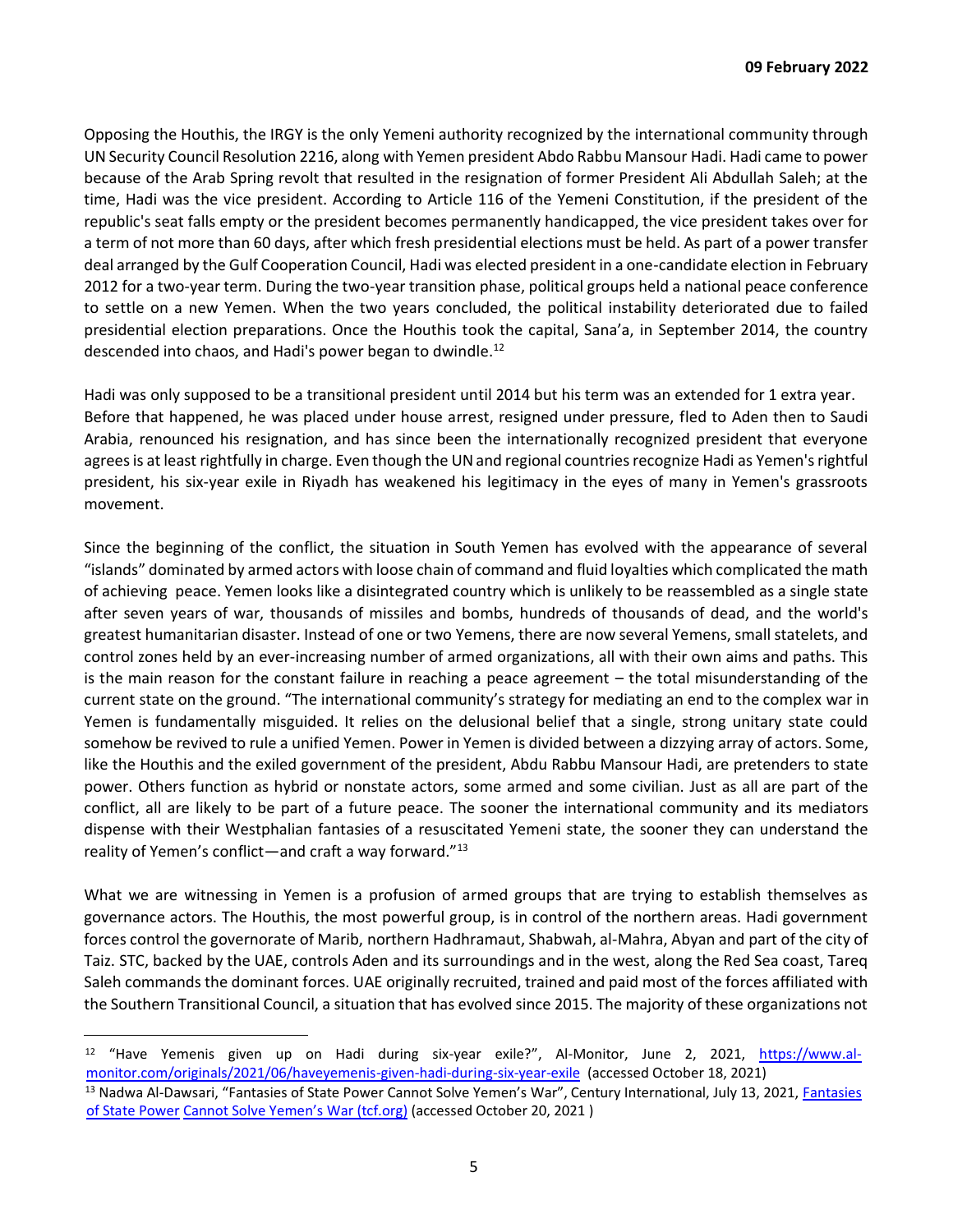Opposing the Houthis, the IRGY is the only Yemeni authority recognized by the international community through UN Security Council Resolution 2216, along with Yemen president Abdo Rabbu Mansour Hadi. Hadi came to power because of the Arab Spring revolt that resulted in the resignation of former President Ali Abdullah Saleh; at the time, Hadi was the vice president. According to Article 116 of the Yemeni Constitution, if the president of the republic's seat falls empty or the president becomes permanently handicapped, the vice president takes over for a term of not more than 60 days, after which fresh presidential elections must be held. As part of a power transfer deal arranged by the Gulf Cooperation Council, Hadi was elected president in a one-candidate election in February 2012 for a two-year term. During the two-year transition phase, political groups held a national peace conference to settle on a new Yemen. When the two years concluded, the political instability deteriorated due to failed presidential election preparations. Once the Houthis took the capital, Sana'a, in September 2014, the country descended into chaos, and Hadi's power began to dwindle.[12]

Hadi was only supposed to be a transitional president until 2014 but his term was an extended for 1 extra year. Before that happened, he was placed under house arrest, resigned under pressure, fled to Aden then to Saudi Arabia, renounced his resignation, and has since been the internationally recognized president that everyone agrees is at least rightfully in charge. Even though the UN and regional countries recognize Hadi as Yemen's rightful president, his six-year exile in Riyadh has weakened his legitimacy in the eyes of many in Yemen's grassroots movement.

Since the beginning of the conflict, the situation in South Yemen has evolved with the appearance of several "islands" dominated by armed actors with loose chain of command and fluid loyalties which complicated the math of achieving peace. Yemen looks like a disintegrated country which is unlikely to be reassembled as a single state after seven years of war, thousands of missiles and bombs, hundreds of thousands of dead, and the world's greatest humanitarian disaster. Instead of one or two Yemens, there are now several Yemens, small statelets, and control zones held by an ever-increasing number of armed organizations, all with their own aims and paths. This is the main reason for the constant failure in reaching a peace agreement – the total misunderstanding of the current state on the ground. "The international community's strategy for mediating an end to the complex war in Yemen is fundamentally misguided. It relies on the delusional belief that a single, strong unitary state could somehow be revived to rule a unified Yemen. Power in Yemen is divided between a dizzying array of actors. Some, like the Houthis and the exiled government of the president, Abdu Rabbu Mansour Hadi, are pretenders to state power. Others function as hybrid or nonstate actors, some armed and some civilian. Just as all are part of the conflict, all are likely to be part of a future peace. The sooner the international community and its mediators dispense with their Westphalian fantasies of a resuscitated Yemeni state, the sooner they can understand the reality of Yemen's conflict—and craft a way forward."[13]

What we are witnessing in Yemen is a profusion of armed groups that are trying to establish themselves as governance actors. The Houthis, the most powerful group, is in control of the northern areas. Hadi government forces control the governorate of Marib, northern Hadhramaut, Shabwah, al-Mahra, Abyan and part of the city of Taiz. STC, backed by the UAE, controls Aden and its surroundings and in the west, along the Red Sea coast, Tareq Saleh commands the dominant forces. UAE originally recruited, trained and paid most of the forces affiliated with the Southern Transitional Council, a situation that has evolved since 2015. The majority of these organizations not

---

[12] "Have Yemenis given up on Hadi during six-year exile?", Al-Monitor, June 2, 2021, https://www.al-monitor.com/originals/2021/06/haveyemenis-given-hadi-during-six-year-exile (accessed October 18, 2021)

[13] Nadwa Al-Dawsari, "Fantasies of State Power Cannot Solve Yemen's War", Century International, July 13, 2021, Fantasies of State Power Cannot Solve Yemen's War (tcf.org) (accessed October 20, 2021 )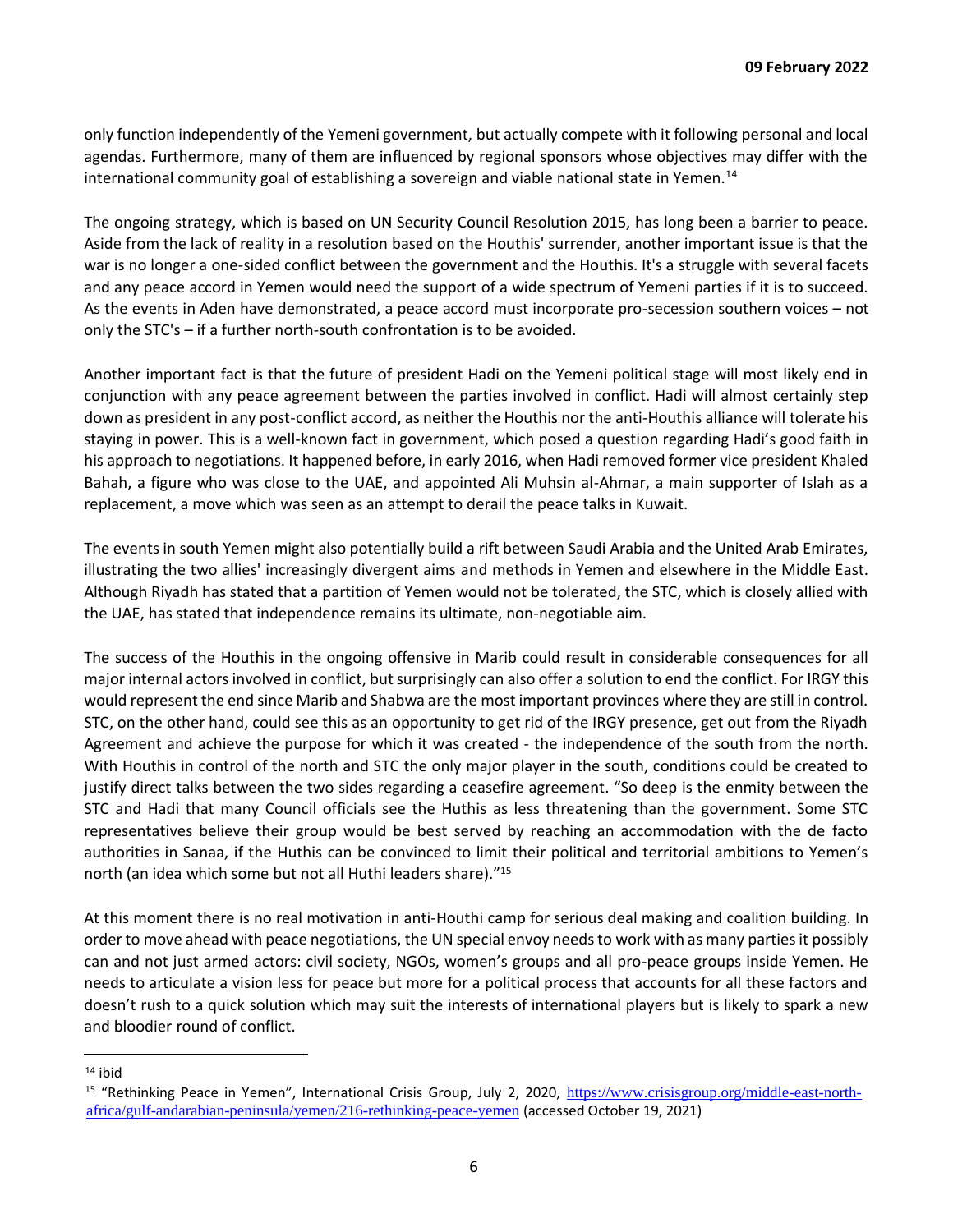only function independently of the Yemeni government, but actually compete with it following personal and local agendas. Furthermore, many of them are influenced by regional sponsors whose objectives may differ with the international community goal of establishing a sovereign and viable national state in Yemen.[14]

The ongoing strategy, which is based on UN Security Council Resolution 2015, has long been a barrier to peace. Aside from the lack of reality in a resolution based on the Houthis' surrender, another important issue is that the war is no longer a one-sided conflict between the government and the Houthis. It's a struggle with several facets and any peace accord in Yemen would need the support of a wide spectrum of Yemeni parties if it is to succeed. As the events in Aden have demonstrated, a peace accord must incorporate pro-secession southern voices – not only the STC's – if a further north-south confrontation is to be avoided.

Another important fact is that the future of president Hadi on the Yemeni political stage will most likely end in conjunction with any peace agreement between the parties involved in conflict. Hadi will almost certainly step down as president in any post-conflict accord, as neither the Houthis nor the anti-Houthis alliance will tolerate his staying in power. This is a well-known fact in government, which posed a question regarding Hadi's good faith in his approach to negotiations. It happened before, in early 2016, when Hadi removed former vice president Khaled Bahah, a figure who was close to the UAE, and appointed Ali Muhsin al-Ahmar, a main supporter of Islah as a replacement, a move which was seen as an attempt to derail the peace talks in Kuwait.

The events in south Yemen might also potentially build a rift between Saudi Arabia and the United Arab Emirates, illustrating the two allies' increasingly divergent aims and methods in Yemen and elsewhere in the Middle East. Although Riyadh has stated that a partition of Yemen would not be tolerated, the STC, which is closely allied with the UAE, has stated that independence remains its ultimate, non-negotiable aim.

The success of the Houthis in the ongoing offensive in Marib could result in considerable consequences for all major internal actors involved in conflict, but surprisingly can also offer a solution to end the conflict. For IRGY this would represent the end since Marib and Shabwa are the most important provinces where they are still in control. STC, on the other hand, could see this as an opportunity to get rid of the IRGY presence, get out from the Riyadh Agreement and achieve the purpose for which it was created - the independence of the south from the north. With Houthis in control of the north and STC the only major player in the south, conditions could be created to justify direct talks between the two sides regarding a ceasefire agreement. "So deep is the enmity between the STC and Hadi that many Council officials see the Huthis as less threatening than the government. Some STC representatives believe their group would be best served by reaching an accommodation with the de facto authorities in Sanaa, if the Huthis can be convinced to limit their political and territorial ambitions to Yemen's north (an idea which some but not all Huthi leaders share)."[15]

At this moment there is no real motivation in anti-Houthi camp for serious deal making and coalition building. In order to move ahead with peace negotiations, the UN special envoy needs to work with as many parties it possibly can and not just armed actors: civil society, NGOs, women's groups and all pro-peace groups inside Yemen. He needs to articulate a vision less for peace but more for a political process that accounts for all these factors and doesn't rush to a quick solution which may suit the interests of international players but is likely to spark a new and bloodier round of conflict.

---

[14] ibid

[15] "Rethinking Peace in Yemen", International Crisis Group, July 2, 2020, https://www.crisisgroup.org/middle-east-north-africa/gulf-andarabian-peninsula/yemen/216-rethinking-peace-yemen (accessed October 19, 2021)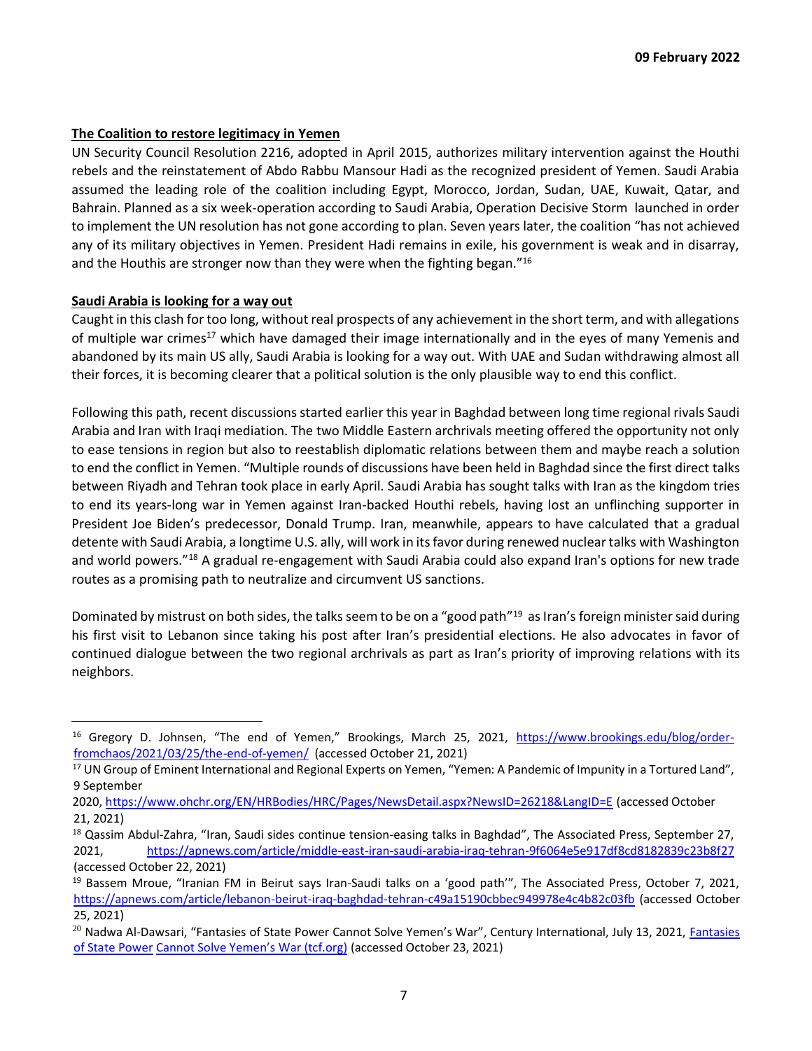**The Coalition to restore legitimacy in Yemen**

UN Security Council Resolution 2216, adopted in April 2015, authorizes military intervention against the Houthi rebels and the reinstatement of Abdo Rabbu Mansour Hadi as the recognized president of Yemen. Saudi Arabia assumed the leading role of the coalition including Egypt, Morocco, Jordan, Sudan, UAE, Kuwait, Qatar, and Bahrain. Planned as a six week-operation according to Saudi Arabia, Operation Decisive Storm launched in order to implement the UN resolution has not gone according to plan. Seven years later, the coalition "has not achieved any of its military objectives in Yemen. President Hadi remains in exile, his government is weak and in disarray, and the Houthis are stronger now than they were when the fighting began."[16]

**Saudi Arabia is looking for a way out**

Caught in this clash for too long, without real prospects of any achievement in the short term, and with allegations of multiple war crimes[17] which have damaged their image internationally and in the eyes of many Yemenis and abandoned by its main US ally, Saudi Arabia is looking for a way out. With UAE and Sudan withdrawing almost all their forces, it is becoming clearer that a political solution is the only plausible way to end this conflict.

Following this path, recent discussions started earlier this year in Baghdad between long time regional rivals Saudi Arabia and Iran with Iraqi mediation. The two Middle Eastern archrivals meeting offered the opportunity not only to ease tensions in region but also to reestablish diplomatic relations between them and maybe reach a solution to end the conflict in Yemen. "Multiple rounds of discussions have been held in Baghdad since the first direct talks between Riyadh and Tehran took place in early April. Saudi Arabia has sought talks with Iran as the kingdom tries to end its years-long war in Yemen against Iran-backed Houthi rebels, having lost an unflinching supporter in President Joe Biden's predecessor, Donald Trump. Iran, meanwhile, appears to have calculated that a gradual detente with Saudi Arabia, a longtime U.S. ally, will work in its favor during renewed nuclear talks with Washington and world powers."[18] A gradual re-engagement with Saudi Arabia could also expand Iran's options for new trade routes as a promising path to neutralize and circumvent US sanctions.

Dominated by mistrust on both sides, the talks seem to be on a "good path"[19] as Iran's foreign minister said during his first visit to Lebanon since taking his post after Iran's presidential elections. He also advocates in favor of continued dialogue between the two regional archrivals as part as Iran's priority of improving relations with its neighbors.

---

[16] Gregory D. Johnsen, "The end of Yemen," Brookings, March 25, 2021, https://www.brookings.edu/blog/order-fromchaos/2021/03/25/the-end-of-yemen/ (accessed October 21, 2021)

[17] UN Group of Eminent International and Regional Experts on Yemen, "Yemen: A Pandemic of Impunity in a Tortured Land", 9 September 2020, https://www.ohchr.org/EN/HRBodies/HRC/Pages/NewsDetail.aspx?NewsID=26218&LangID=E (accessed October 21, 2021)

[18] Qassim Abdul-Zahra, "Iran, Saudi sides continue tension-easing talks in Baghdad", The Associated Press, September 27, 2021, https://apnews.com/article/middle-east-iran-saudi-arabia-iraq-tehran-9f6064e5e917df8cd8182839c23b8f27 (accessed October 22, 2021)

[19] Bassem Mroue, "Iranian FM in Beirut says Iran-Saudi talks on a 'good path'", The Associated Press, October 7, 2021, https://apnews.com/article/lebanon-beirut-iraq-baghdad-tehran-c49a15190cbbec949978e4c4b82c03fb (accessed October 25, 2021)

[20] Nadwa Al-Dawsari, "Fantasies of State Power Cannot Solve Yemen's War", Century International, July 13, 2021, Fantasies of State Power Cannot Solve Yemen's War (tcf.org) (accessed October 23, 2021)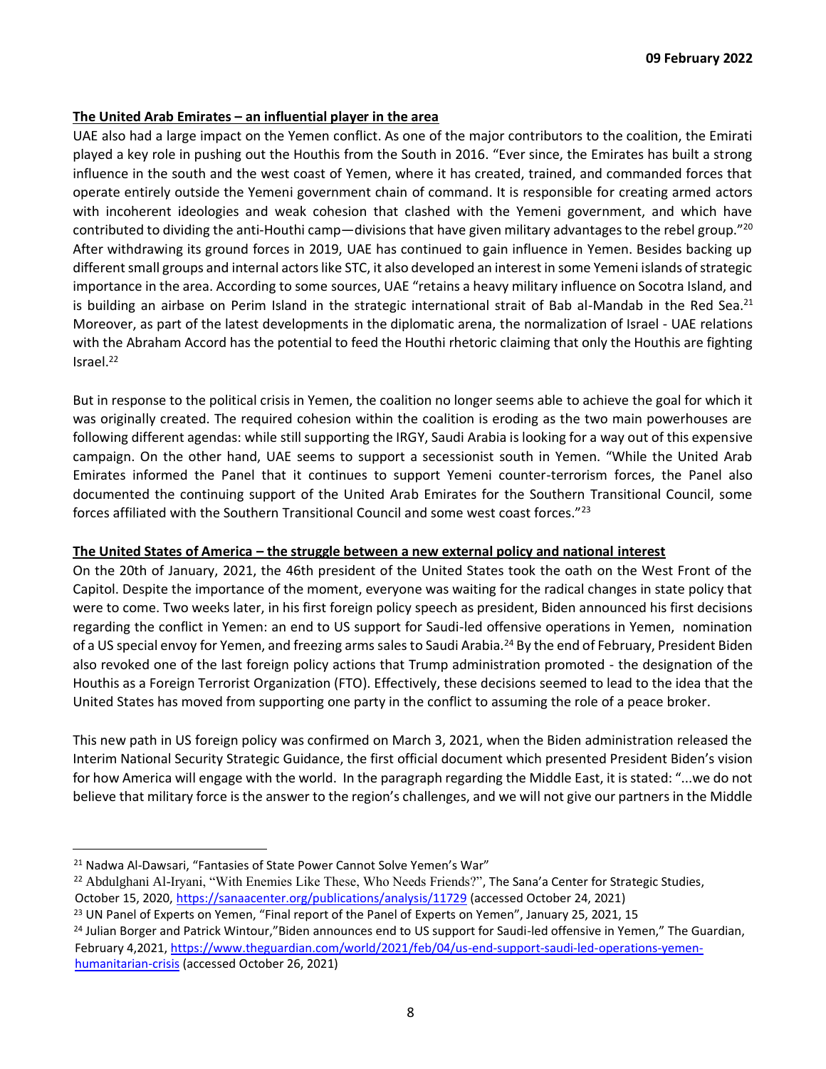**The United Arab Emirates – an influential player in the area**

UAE also had a large impact on the Yemen conflict. As one of the major contributors to the coalition, the Emirati played a key role in pushing out the Houthis from the South in 2016. "Ever since, the Emirates has built a strong influence in the south and the west coast of Yemen, where it has created, trained, and commanded forces that operate entirely outside the Yemeni government chain of command. It is responsible for creating armed actors with incoherent ideologies and weak cohesion that clashed with the Yemeni government, and which have contributed to dividing the anti-Houthi camp—divisions that have given military advantages to the rebel group."[20] After withdrawing its ground forces in 2019, UAE has continued to gain influence in Yemen. Besides backing up different small groups and internal actors like STC, it also developed an interest in some Yemeni islands of strategic importance in the area. According to some sources, UAE "retains a heavy military influence on Socotra Island, and is building an airbase on Perim Island in the strategic international strait of Bab al-Mandab in the Red Sea.[21] Moreover, as part of the latest developments in the diplomatic arena, the normalization of Israel - UAE relations with the Abraham Accord has the potential to feed the Houthi rhetoric claiming that only the Houthis are fighting Israel.[22]

But in response to the political crisis in Yemen, the coalition no longer seems able to achieve the goal for which it was originally created. The required cohesion within the coalition is eroding as the two main powerhouses are following different agendas: while still supporting the IRGY, Saudi Arabia is looking for a way out of this expensive campaign. On the other hand, UAE seems to support a secessionist south in Yemen. "While the United Arab Emirates informed the Panel that it continues to support Yemeni counter-terrorism forces, the Panel also documented the continuing support of the United Arab Emirates for the Southern Transitional Council, some forces affiliated with the Southern Transitional Council and some west coast forces."[23]

**The United States of America – the struggle between a new external policy and national interest**

On the 20th of January, 2021, the 46th president of the United States took the oath on the West Front of the Capitol. Despite the importance of the moment, everyone was waiting for the radical changes in state policy that were to come. Two weeks later, in his first foreign policy speech as president, Biden announced his first decisions regarding the conflict in Yemen: an end to US support for Saudi-led offensive operations in Yemen, nomination of a US special envoy for Yemen, and freezing arms sales to Saudi Arabia.[24] By the end of February, President Biden also revoked one of the last foreign policy actions that Trump administration promoted - the designation of the Houthis as a Foreign Terrorist Organization (FTO). Effectively, these decisions seemed to lead to the idea that the United States has moved from supporting one party in the conflict to assuming the role of a peace broker.

This new path in US foreign policy was confirmed on March 3, 2021, when the Biden administration released the Interim National Security Strategic Guidance, the first official document which presented President Biden's vision for how America will engage with the world. In the paragraph regarding the Middle East, it is stated: "...we do not believe that military force is the answer to the region's challenges, and we will not give our partners in the Middle

---

[21] Nadwa Al-Dawsari, "Fantasies of State Power Cannot Solve Yemen's War"

[22] Abdulghani Al-Iryani, "With Enemies Like These, Who Needs Friends?", The Sana'a Center for Strategic Studies, October 15, 2020, https://sanaacenter.org/publications/analysis/11729 (accessed October 24, 2021)

[23] UN Panel of Experts on Yemen, "Final report of the Panel of Experts on Yemen", January 25, 2021, 15

[24] Julian Borger and Patrick Wintour,"Biden announces end to US support for Saudi-led offensive in Yemen," The Guardian, February 4,2021, https://www.theguardian.com/world/2021/feb/04/us-end-support-saudi-led-operations-yemen-humanitarian-crisis (accessed October 26, 2021)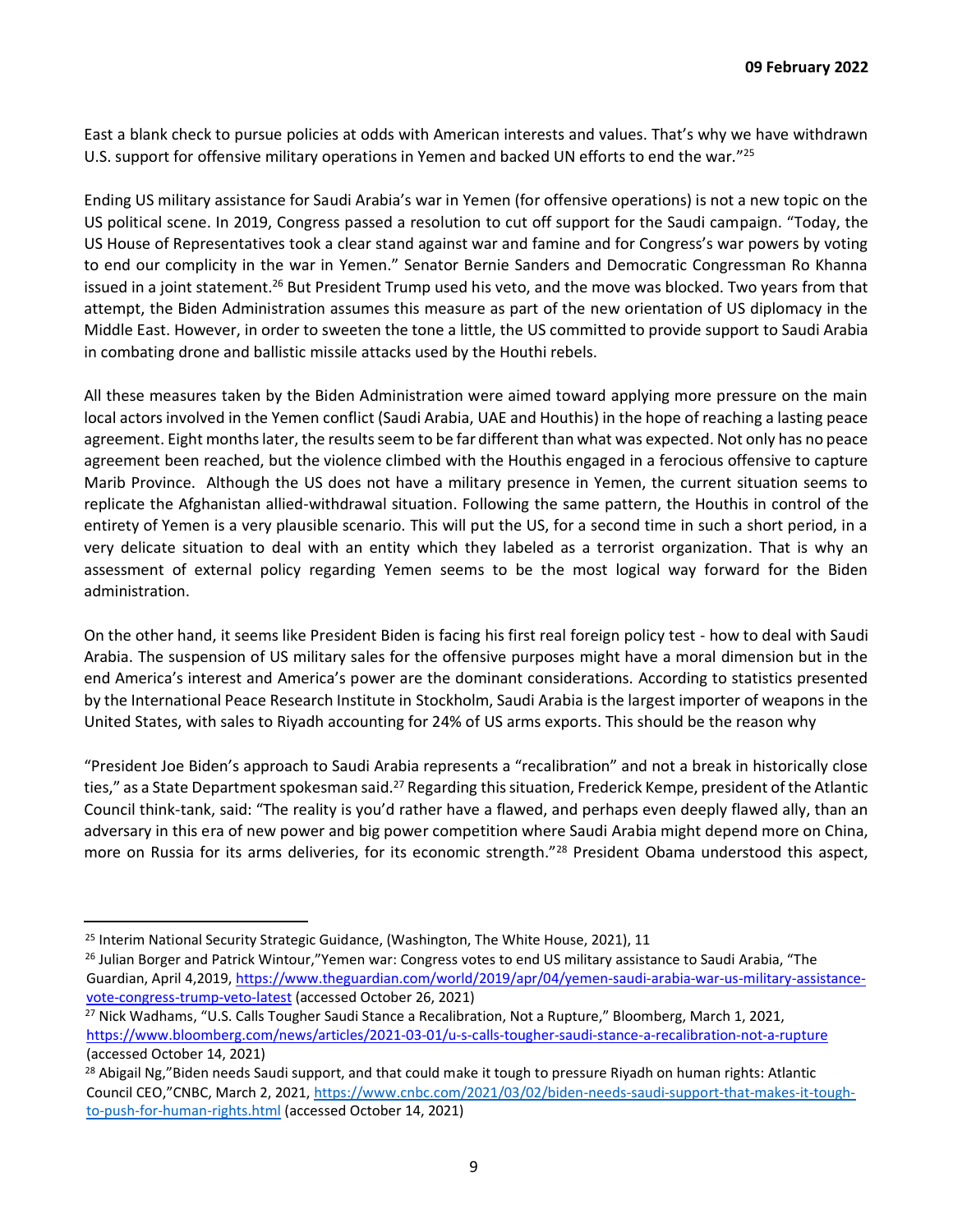East a blank check to pursue policies at odds with American interests and values. That's why we have withdrawn U.S. support for offensive military operations in Yemen and backed UN efforts to end the war."[25]

Ending US military assistance for Saudi Arabia's war in Yemen (for offensive operations) is not a new topic on the US political scene. In 2019, Congress passed a resolution to cut off support for the Saudi campaign. "Today, the US House of Representatives took a clear stand against war and famine and for Congress's war powers by voting to end our complicity in the war in Yemen." Senator Bernie Sanders and Democratic Congressman Ro Khanna issued in a joint statement.[26] But President Trump used his veto, and the move was blocked. Two years from that attempt, the Biden Administration assumes this measure as part of the new orientation of US diplomacy in the Middle East. However, in order to sweeten the tone a little, the US committed to provide support to Saudi Arabia in combating drone and ballistic missile attacks used by the Houthi rebels.

All these measures taken by the Biden Administration were aimed toward applying more pressure on the main local actors involved in the Yemen conflict (Saudi Arabia, UAE and Houthis) in the hope of reaching a lasting peace agreement. Eight months later, the results seem to be far different than what was expected. Not only has no peace agreement been reached, but the violence climbed with the Houthis engaged in a ferocious offensive to capture Marib Province. Although the US does not have a military presence in Yemen, the current situation seems to replicate the Afghanistan allied-withdrawal situation. Following the same pattern, the Houthis in control of the entirety of Yemen is a very plausible scenario. This will put the US, for a second time in such a short period, in a very delicate situation to deal with an entity which they labeled as a terrorist organization. That is why an assessment of external policy regarding Yemen seems to be the most logical way forward for the Biden administration.

On the other hand, it seems like President Biden is facing his first real foreign policy test - how to deal with Saudi Arabia. The suspension of US military sales for the offensive purposes might have a moral dimension but in the end America's interest and America's power are the dominant considerations. According to statistics presented by the International Peace Research Institute in Stockholm, Saudi Arabia is the largest importer of weapons in the United States, with sales to Riyadh accounting for 24% of US arms exports. This should be the reason why

"President Joe Biden's approach to Saudi Arabia represents a "recalibration" and not a break in historically close ties," as a State Department spokesman said.[27] Regarding this situation, Frederick Kempe, president of the Atlantic Council think-tank, said: "The reality is you'd rather have a flawed, and perhaps even deeply flawed ally, than an adversary in this era of new power and big power competition where Saudi Arabia might depend more on China, more on Russia for its arms deliveries, for its economic strength."[28] President Obama understood this aspect,

---

[25] Interim National Security Strategic Guidance, (Washington, The White House, 2021), 11

[26] Julian Borger and Patrick Wintour,"Yemen war: Congress votes to end US military assistance to Saudi Arabia, "The Guardian, April 4,2019, https://www.theguardian.com/world/2019/apr/04/yemen-saudi-arabia-war-us-military-assistance-vote-congress-trump-veto-latest (accessed October 26, 2021)

[27] Nick Wadhams, "U.S. Calls Tougher Saudi Stance a Recalibration, Not a Rupture," Bloomberg, March 1, 2021, https://www.bloomberg.com/news/articles/2021-03-01/u-s-calls-tougher-saudi-stance-a-recalibration-not-a-rupture (accessed October 14, 2021)

[28] Abigail Ng,"Biden needs Saudi support, and that could make it tough to pressure Riyadh on human rights: Atlantic Council CEO,"CNBC, March 2, 2021, https://www.cnbc.com/2021/03/02/biden-needs-saudi-support-that-makes-it-tough-to-push-for-human-rights.html (accessed October 14, 2021)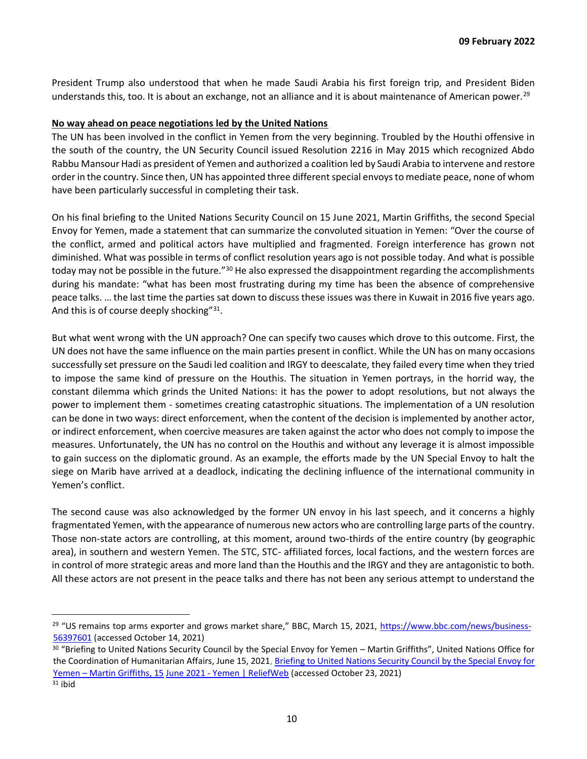President Trump also understood that when he made Saudi Arabia his first foreign trip, and President Biden understands this, too. It is about an exchange, not an alliance and it is about maintenance of American power.[29]

**No way ahead on peace negotiations led by the United Nations**

The UN has been involved in the conflict in Yemen from the very beginning. Troubled by the Houthi offensive in the south of the country, the UN Security Council issued Resolution 2216 in May 2015 which recognized Abdo Rabbu Mansour Hadi as president of Yemen and authorized a coalition led by Saudi Arabia to intervene and restore order in the country. Since then, UN has appointed three different special envoys to mediate peace, none of whom have been particularly successful in completing their task.

On his final briefing to the United Nations Security Council on 15 June 2021, Martin Griffiths, the second Special Envoy for Yemen, made a statement that can summarize the convoluted situation in Yemen: "Over the course of the conflict, armed and political actors have multiplied and fragmented. Foreign interference has grown not diminished. What was possible in terms of conflict resolution years ago is not possible today. And what is possible today may not be possible in the future."[30] He also expressed the disappointment regarding the accomplishments during his mandate: "what has been most frustrating during my time has been the absence of comprehensive peace talks. … the last time the parties sat down to discuss these issues was there in Kuwait in 2016 five years ago. And this is of course deeply shocking"[31].

But what went wrong with the UN approach? One can specify two causes which drove to this outcome. First, the UN does not have the same influence on the main parties present in conflict. While the UN has on many occasions successfully set pressure on the Saudi led coalition and IRGY to deescalate, they failed every time when they tried to impose the same kind of pressure on the Houthis. The situation in Yemen portrays, in the horrid way, the constant dilemma which grinds the United Nations: it has the power to adopt resolutions, but not always the power to implement them - sometimes creating catastrophic situations. The implementation of a UN resolution can be done in two ways: direct enforcement, when the content of the decision is implemented by another actor, or indirect enforcement, when coercive measures are taken against the actor who does not comply to impose the measures. Unfortunately, the UN has no control on the Houthis and without any leverage it is almost impossible to gain success on the diplomatic ground. As an example, the efforts made by the UN Special Envoy to halt the siege on Marib have arrived at a deadlock, indicating the declining influence of the international community in Yemen's conflict.

The second cause was also acknowledged by the former UN envoy in his last speech, and it concerns a highly fragmentated Yemen, with the appearance of numerous new actors who are controlling large parts of the country. Those non-state actors are controlling, at this moment, around two-thirds of the entire country (by geographic area), in southern and western Yemen. The STC, STC- affiliated forces, local factions, and the western forces are in control of more strategic areas and more land than the Houthis and the IRGY and they are antagonistic to both. All these actors are not present in the peace talks and there has not been any serious attempt to understand the

---

[29] "US remains top arms exporter and grows market share," BBC, March 15, 2021, https://www.bbc.com/news/business-56397601 (accessed October 14, 2021)

[30] "Briefing to United Nations Security Council by the Special Envoy for Yemen – Martin Griffiths", United Nations Office for the Coordination of Humanitarian Affairs, June 15, 2021, Briefing to United Nations Security Council by the Special Envoy for Yemen – Martin Griffiths, 15 June 2021 - Yemen | ReliefWeb (accessed October 23, 2021)

[31] ibid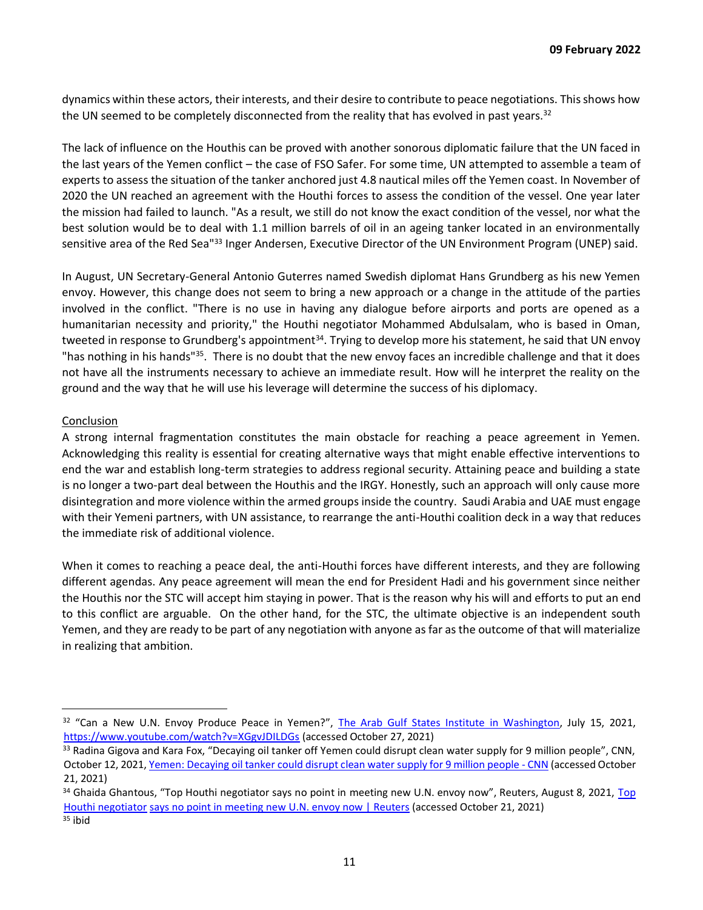dynamics within these actors, their interests, and their desire to contribute to peace negotiations. This shows how the UN seemed to be completely disconnected from the reality that has evolved in past years.[32]

The lack of influence on the Houthis can be proved with another sonorous diplomatic failure that the UN faced in the last years of the Yemen conflict – the case of FSO Safer. For some time, UN attempted to assemble a team of experts to assess the situation of the tanker anchored just 4.8 nautical miles off the Yemen coast. In November of 2020 the UN reached an agreement with the Houthi forces to assess the condition of the vessel. One year later the mission had failed to launch. "As a result, we still do not know the exact condition of the vessel, nor what the best solution would be to deal with 1.1 million barrels of oil in an ageing tanker located in an environmentally sensitive area of the Red Sea"[33] Inger Andersen, Executive Director of the UN Environment Program (UNEP) said.

In August, UN Secretary-General Antonio Guterres named Swedish diplomat Hans Grundberg as his new Yemen envoy. However, this change does not seem to bring a new approach or a change in the attitude of the parties involved in the conflict. "There is no use in having any dialogue before airports and ports are opened as a humanitarian necessity and priority," the Houthi negotiator Mohammed Abdulsalam, who is based in Oman, tweeted in response to Grundberg's appointment[34]. Trying to develop more his statement, he said that UN envoy "has nothing in his hands"[35]. There is no doubt that the new envoy faces an incredible challenge and that it does not have all the instruments necessary to achieve an immediate result. How will he interpret the reality on the ground and the way that he will use his leverage will determine the success of his diplomacy.

## Conclusion

A strong internal fragmentation constitutes the main obstacle for reaching a peace agreement in Yemen. Acknowledging this reality is essential for creating alternative ways that might enable effective interventions to end the war and establish long-term strategies to address regional security. Attaining peace and building a state is no longer a two-part deal between the Houthis and the IRGY. Honestly, such an approach will only cause more disintegration and more violence within the armed groups inside the country. Saudi Arabia and UAE must engage with their Yemeni partners, with UN assistance, to rearrange the anti-Houthi coalition deck in a way that reduces the immediate risk of additional violence.

When it comes to reaching a peace deal, the anti-Houthi forces have different interests, and they are following different agendas. Any peace agreement will mean the end for President Hadi and his government since neither the Houthis nor the STC will accept him staying in power. That is the reason why his will and efforts to put an end to this conflict are arguable. On the other hand, for the STC, the ultimate objective is an independent south Yemen, and they are ready to be part of any negotiation with anyone as far as the outcome of that will materialize in realizing that ambition.

---

[32] "Can a New U.N. Envoy Produce Peace in Yemen?", The Arab Gulf States Institute in Washington, July 15, 2021, https://www.youtube.com/watch?v=XGgvJDILDGs (accessed October 27, 2021)

[33] Radina Gigova and Kara Fox, "Decaying oil tanker off Yemen could disrupt clean water supply for 9 million people", CNN, October 12, 2021, Yemen: Decaying oil tanker could disrupt clean water supply for 9 million people - CNN (accessed October 21, 2021)

[34] Ghaida Ghantous, "Top Houthi negotiator says no point in meeting new U.N. envoy now", Reuters, August 8, 2021, Top Houthi negotiator says no point in meeting new U.N. envoy now | Reuters (accessed October 21, 2021)

[35] ibid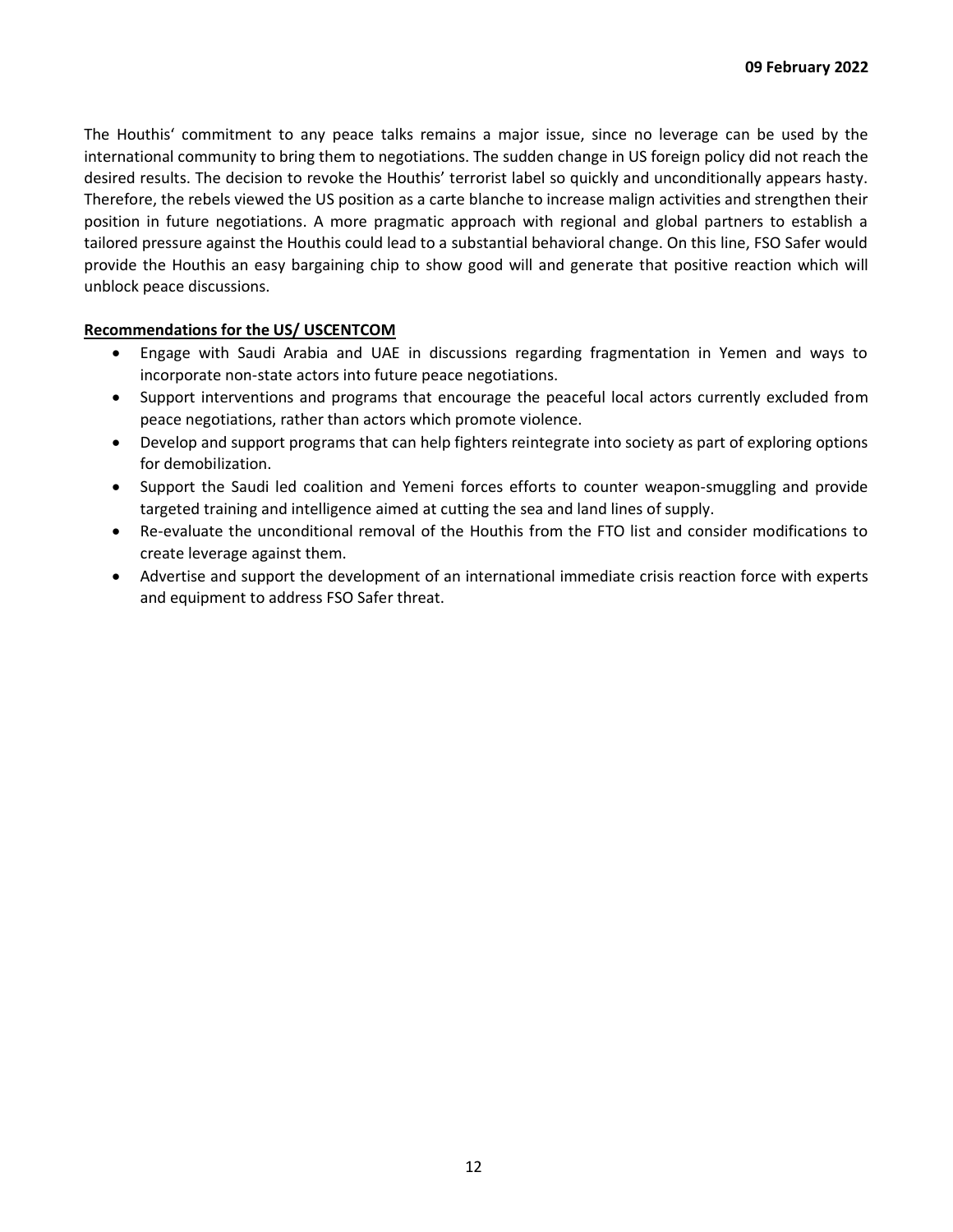The Houthis' commitment to any peace talks remains a major issue, since no leverage can be used by the international community to bring them to negotiations. The sudden change in US foreign policy did not reach the desired results. The decision to revoke the Houthis' terrorist label so quickly and unconditionally appears hasty. Therefore, the rebels viewed the US position as a carte blanche to increase malign activities and strengthen their position in future negotiations. A more pragmatic approach with regional and global partners to establish a tailored pressure against the Houthis could lead to a substantial behavioral change. On this line, FSO Safer would provide the Houthis an easy bargaining chip to show good will and generate that positive reaction which will unblock peace discussions.

**Recommendations for the US/ USCENTCOM**

- Engage with Saudi Arabia and UAE in discussions regarding fragmentation in Yemen and ways to incorporate non-state actors into future peace negotiations.
- Support interventions and programs that encourage the peaceful local actors currently excluded from peace negotiations, rather than actors which promote violence.
- Develop and support programs that can help fighters reintegrate into society as part of exploring options for demobilization.
- Support the Saudi led coalition and Yemeni forces efforts to counter weapon-smuggling and provide targeted training and intelligence aimed at cutting the sea and land lines of supply.
- Re-evaluate the unconditional removal of the Houthis from the FTO list and consider modifications to create leverage against them.
- Advertise and support the development of an international immediate crisis reaction force with experts and equipment to address FSO Safer threat.